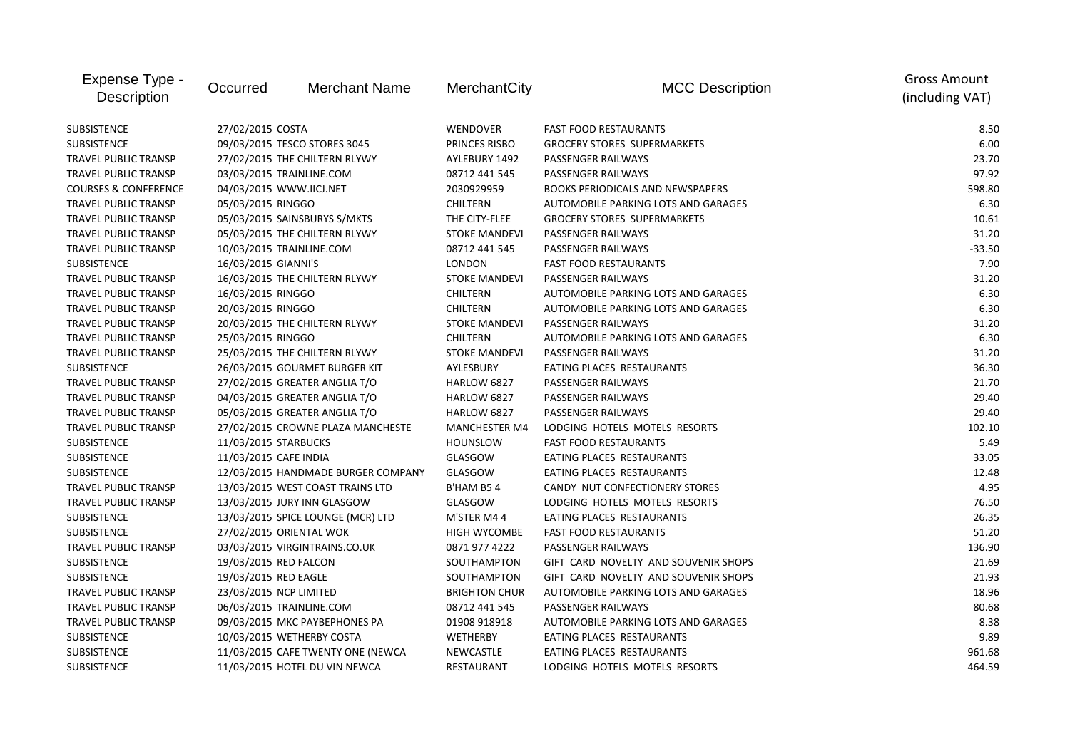| Expense Type - Description | Occurred | Merchant Name | MerchantCity | MCC Description | Gross Amount (including VAT) |
|---|---|---|---|---|---|
| SUBSISTENCE | 27/02/2015 | COSTA | WENDOVER | FAST FOOD RESTAURANTS | 8.50 |
| SUBSISTENCE | 09/03/2015 | TESCO STORES 3045 | PRINCES RISBO | GROCERY STORES SUPERMARKETS | 6.00 |
| TRAVEL PUBLIC TRANSP | 27/02/2015 | THE CHILTERN RLYWY | AYLEBURY 1492 | PASSENGER RAILWAYS | 23.70 |
| TRAVEL PUBLIC TRANSP | 03/03/2015 | TRAINLINE.COM | 08712 441 545 | PASSENGER RAILWAYS | 97.92 |
| COURSES & CONFERENCE | 04/03/2015 | WWW.IICJ.NET | 2030929959 | BOOKS PERIODICALS AND NEWSPAPERS | 598.80 |
| TRAVEL PUBLIC TRANSP | 05/03/2015 | RINGGO | CHILTERN | AUTOMOBILE PARKING LOTS AND GARAGES | 6.30 |
| TRAVEL PUBLIC TRANSP | 05/03/2015 | SAINSBURYS S/MKTS | THE CITY-FLEE | GROCERY STORES SUPERMARKETS | 10.61 |
| TRAVEL PUBLIC TRANSP | 05/03/2015 | THE CHILTERN RLYWY | STOKE MANDEVI | PASSENGER RAILWAYS | 31.20 |
| TRAVEL PUBLIC TRANSP | 10/03/2015 | TRAINLINE.COM | 08712 441 545 | PASSENGER RAILWAYS | -33.50 |
| SUBSISTENCE | 16/03/2015 | GIANNI'S | LONDON | FAST FOOD RESTAURANTS | 7.90 |
| TRAVEL PUBLIC TRANSP | 16/03/2015 | THE CHILTERN RLYWY | STOKE MANDEVI | PASSENGER RAILWAYS | 31.20 |
| TRAVEL PUBLIC TRANSP | 16/03/2015 | RINGGO | CHILTERN | AUTOMOBILE PARKING LOTS AND GARAGES | 6.30 |
| TRAVEL PUBLIC TRANSP | 20/03/2015 | RINGGO | CHILTERN | AUTOMOBILE PARKING LOTS AND GARAGES | 6.30 |
| TRAVEL PUBLIC TRANSP | 20/03/2015 | THE CHILTERN RLYWY | STOKE MANDEVI | PASSENGER RAILWAYS | 31.20 |
| TRAVEL PUBLIC TRANSP | 25/03/2015 | RINGGO | CHILTERN | AUTOMOBILE PARKING LOTS AND GARAGES | 6.30 |
| TRAVEL PUBLIC TRANSP | 25/03/2015 | THE CHILTERN RLYWY | STOKE MANDEVI | PASSENGER RAILWAYS | 31.20 |
| SUBSISTENCE | 26/03/2015 | GOURMET BURGER KIT | AYLESBURY | EATING PLACES RESTAURANTS | 36.30 |
| TRAVEL PUBLIC TRANSP | 27/02/2015 | GREATER ANGLIA T/O | HARLOW 6827 | PASSENGER RAILWAYS | 21.70 |
| TRAVEL PUBLIC TRANSP | 04/03/2015 | GREATER ANGLIA T/O | HARLOW 6827 | PASSENGER RAILWAYS | 29.40 |
| TRAVEL PUBLIC TRANSP | 05/03/2015 | GREATER ANGLIA T/O | HARLOW 6827 | PASSENGER RAILWAYS | 29.40 |
| TRAVEL PUBLIC TRANSP | 27/02/2015 | CROWNE PLAZA MANCHESTE | MANCHESTER M4 | LODGING HOTELS MOTELS RESORTS | 102.10 |
| SUBSISTENCE | 11/03/2015 | STARBUCKS | HOUNSLOW | FAST FOOD RESTAURANTS | 5.49 |
| SUBSISTENCE | 11/03/2015 | CAFE INDIA | GLASGOW | EATING PLACES RESTAURANTS | 33.05 |
| SUBSISTENCE | 12/03/2015 | HANDMADE BURGER COMPANY | GLASGOW | EATING PLACES RESTAURANTS | 12.48 |
| TRAVEL PUBLIC TRANSP | 13/03/2015 | WEST COAST TRAINS LTD | B'HAM B5 4 | CANDY NUT CONFECTIONERY STORES | 4.95 |
| TRAVEL PUBLIC TRANSP | 13/03/2015 | JURY INN GLASGOW | GLASGOW | LODGING HOTELS MOTELS RESORTS | 76.50 |
| SUBSISTENCE | 13/03/2015 | SPICE LOUNGE (MCR) LTD | M'STER M4 4 | EATING PLACES RESTAURANTS | 26.35 |
| SUBSISTENCE | 27/02/2015 | ORIENTAL WOK | HIGH WYCOMBE | FAST FOOD RESTAURANTS | 51.20 |
| TRAVEL PUBLIC TRANSP | 03/03/2015 | VIRGINTRAINS.CO.UK | 0871 977 4222 | PASSENGER RAILWAYS | 136.90 |
| SUBSISTENCE | 19/03/2015 | RED FALCON | SOUTHAMPTON | GIFT CARD NOVELTY AND SOUVENIR SHOPS | 21.69 |
| SUBSISTENCE | 19/03/2015 | RED EAGLE | SOUTHAMPTON | GIFT CARD NOVELTY AND SOUVENIR SHOPS | 21.93 |
| TRAVEL PUBLIC TRANSP | 23/03/2015 | NCP LIMITED | BRIGHTON CHUR | AUTOMOBILE PARKING LOTS AND GARAGES | 18.96 |
| TRAVEL PUBLIC TRANSP | 06/03/2015 | TRAINLINE.COM | 08712 441 545 | PASSENGER RAILWAYS | 80.68 |
| TRAVEL PUBLIC TRANSP | 09/03/2015 | MKC PAYBEPHONES PA | 01908 918918 | AUTOMOBILE PARKING LOTS AND GARAGES | 8.38 |
| SUBSISTENCE | 10/03/2015 | WETHERBY COSTA | WETHERBY | EATING PLACES RESTAURANTS | 9.89 |
| SUBSISTENCE | 11/03/2015 | CAFE TWENTY ONE (NEWCA | NEWCASTLE | EATING PLACES RESTAURANTS | 961.68 |
| SUBSISTENCE | 11/03/2015 | HOTEL DU VIN NEWCA | RESTAURANT | LODGING HOTELS MOTELS RESORTS | 464.59 |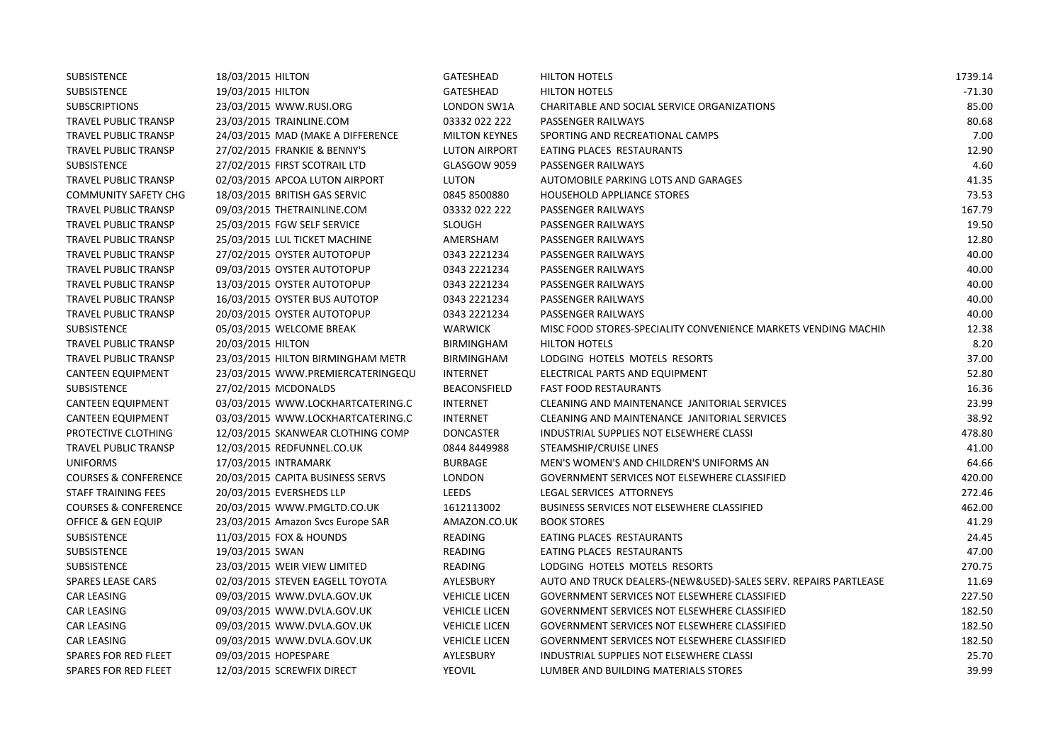| | | | | | |
|---|---|---|---|---|---|
| SUBSISTENCE | 18/03/2015 | HILTON | GATESHEAD | HILTON HOTELS | 1739.14 |
| SUBSISTENCE | 19/03/2015 | HILTON | GATESHEAD | HILTON HOTELS | -71.30 |
| SUBSCRIPTIONS | 23/03/2015 | WWW.RUSI.ORG | LONDON SW1A | CHARITABLE AND SOCIAL SERVICE ORGANIZATIONS | 85.00 |
| TRAVEL PUBLIC TRANSP | 23/03/2015 | TRAINLINE.COM | 03332 022 222 | PASSENGER RAILWAYS | 80.68 |
| TRAVEL PUBLIC TRANSP | 24/03/2015 | MAD (MAKE A DIFFERENCE | MILTON KEYNES | SPORTING AND RECREATIONAL CAMPS | 7.00 |
| TRAVEL PUBLIC TRANSP | 27/02/2015 | FRANKIE & BENNY'S | LUTON AIRPORT | EATING PLACES RESTAURANTS | 12.90 |
| SUBSISTENCE | 27/02/2015 | FIRST SCOTRAIL LTD | GLASGOW 9059 | PASSENGER RAILWAYS | 4.60 |
| TRAVEL PUBLIC TRANSP | 02/03/2015 | APCOA LUTON AIRPORT | LUTON | AUTOMOBILE PARKING LOTS AND GARAGES | 41.35 |
| COMMUNITY SAFETY CHG | 18/03/2015 | BRITISH GAS SERVIC | 0845 8500880 | HOUSEHOLD APPLIANCE STORES | 73.53 |
| TRAVEL PUBLIC TRANSP | 09/03/2015 | THETRAINLINE.COM | 03332 022 222 | PASSENGER RAILWAYS | 167.79 |
| TRAVEL PUBLIC TRANSP | 25/03/2015 | FGW SELF SERVICE | SLOUGH | PASSENGER RAILWAYS | 19.50 |
| TRAVEL PUBLIC TRANSP | 25/03/2015 | LUL TICKET MACHINE | AMERSHAM | PASSENGER RAILWAYS | 12.80 |
| TRAVEL PUBLIC TRANSP | 27/02/2015 | OYSTER AUTOTOPUP | 0343 2221234 | PASSENGER RAILWAYS | 40.00 |
| TRAVEL PUBLIC TRANSP | 09/03/2015 | OYSTER AUTOTOPUP | 0343 2221234 | PASSENGER RAILWAYS | 40.00 |
| TRAVEL PUBLIC TRANSP | 13/03/2015 | OYSTER AUTOTOPUP | 0343 2221234 | PASSENGER RAILWAYS | 40.00 |
| TRAVEL PUBLIC TRANSP | 16/03/2015 | OYSTER BUS AUTOTOP | 0343 2221234 | PASSENGER RAILWAYS | 40.00 |
| TRAVEL PUBLIC TRANSP | 20/03/2015 | OYSTER AUTOTOPUP | 0343 2221234 | PASSENGER RAILWAYS | 40.00 |
| SUBSISTENCE | 05/03/2015 | WELCOME BREAK | WARWICK | MISC FOOD STORES-SPECIALITY CONVENIENCE MARKETS VENDING MACHIN | 12.38 |
| TRAVEL PUBLIC TRANSP | 20/03/2015 | HILTON | BIRMINGHAM | HILTON HOTELS | 8.20 |
| TRAVEL PUBLIC TRANSP | 23/03/2015 | HILTON BIRMINGHAM METR | BIRMINGHAM | LODGING HOTELS MOTELS RESORTS | 37.00 |
| CANTEEN EQUIPMENT | 23/03/2015 | WWW.PREMIERCATERINGEQU | INTERNET | ELECTRICAL PARTS AND EQUIPMENT | 52.80 |
| SUBSISTENCE | 27/02/2015 | MCDONALDS | BEACONSFIELD | FAST FOOD RESTAURANTS | 16.36 |
| CANTEEN EQUIPMENT | 03/03/2015 | WWW.LOCKHARTCATERING.C | INTERNET | CLEANING AND MAINTENANCE JANITORIAL SERVICES | 23.99 |
| CANTEEN EQUIPMENT | 03/03/2015 | WWW.LOCKHARTCATERING.C | INTERNET | CLEANING AND MAINTENANCE JANITORIAL SERVICES | 38.92 |
| PROTECTIVE CLOTHING | 12/03/2015 | SKANWEAR CLOTHING COMP | DONCASTER | INDUSTRIAL SUPPLIES NOT ELSEWHERE CLASSI | 478.80 |
| TRAVEL PUBLIC TRANSP | 12/03/2015 | REDFUNNEL.CO.UK | 0844 8449988 | STEAMSHIP/CRUISE LINES | 41.00 |
| UNIFORMS | 17/03/2015 | INTRAMARK | BURBAGE | MEN'S WOMEN'S AND CHILDREN'S UNIFORMS AN | 64.66 |
| COURSES & CONFERENCE | 20/03/2015 | CAPITA BUSINESS SERVS | LONDON | GOVERNMENT SERVICES NOT ELSEWHERE CLASSIFIED | 420.00 |
| STAFF TRAINING FEES | 20/03/2015 | EVERSHEDS LLP | LEEDS | LEGAL SERVICES ATTORNEYS | 272.46 |
| COURSES & CONFERENCE | 20/03/2015 | WWW.PMGLTD.CO.UK | 1612113002 | BUSINESS SERVICES NOT ELSEWHERE CLASSIFIED | 462.00 |
| OFFICE & GEN EQUIP | 23/03/2015 | Amazon Svcs Europe SAR | AMAZON.CO.UK | BOOK STORES | 41.29 |
| SUBSISTENCE | 11/03/2015 | FOX & HOUNDS | READING | EATING PLACES RESTAURANTS | 24.45 |
| SUBSISTENCE | 19/03/2015 | SWAN | READING | EATING PLACES RESTAURANTS | 47.00 |
| SUBSISTENCE | 23/03/2015 | WEIR VIEW LIMITED | READING | LODGING HOTELS MOTELS RESORTS | 270.75 |
| SPARES LEASE CARS | 02/03/2015 | STEVEN EAGELL TOYOTA | AYLESBURY | AUTO AND TRUCK DEALERS-(NEW&USED)-SALES SERV. REPAIRS PARTLEASE | 11.69 |
| CAR LEASING | 09/03/2015 | WWW.DVLA.GOV.UK | VEHICLE LICEN | GOVERNMENT SERVICES NOT ELSEWHERE CLASSIFIED | 227.50 |
| CAR LEASING | 09/03/2015 | WWW.DVLA.GOV.UK | VEHICLE LICEN | GOVERNMENT SERVICES NOT ELSEWHERE CLASSIFIED | 182.50 |
| CAR LEASING | 09/03/2015 | WWW.DVLA.GOV.UK | VEHICLE LICEN | GOVERNMENT SERVICES NOT ELSEWHERE CLASSIFIED | 182.50 |
| CAR LEASING | 09/03/2015 | WWW.DVLA.GOV.UK | VEHICLE LICEN | GOVERNMENT SERVICES NOT ELSEWHERE CLASSIFIED | 182.50 |
| SPARES FOR RED FLEET | 09/03/2015 | HOPESPARE | AYLESBURY | INDUSTRIAL SUPPLIES NOT ELSEWHERE CLASSI | 25.70 |
| SPARES FOR RED FLEET | 12/03/2015 | SCREWFIX DIRECT | YEOVIL | LUMBER AND BUILDING MATERIALS STORES | 39.99 |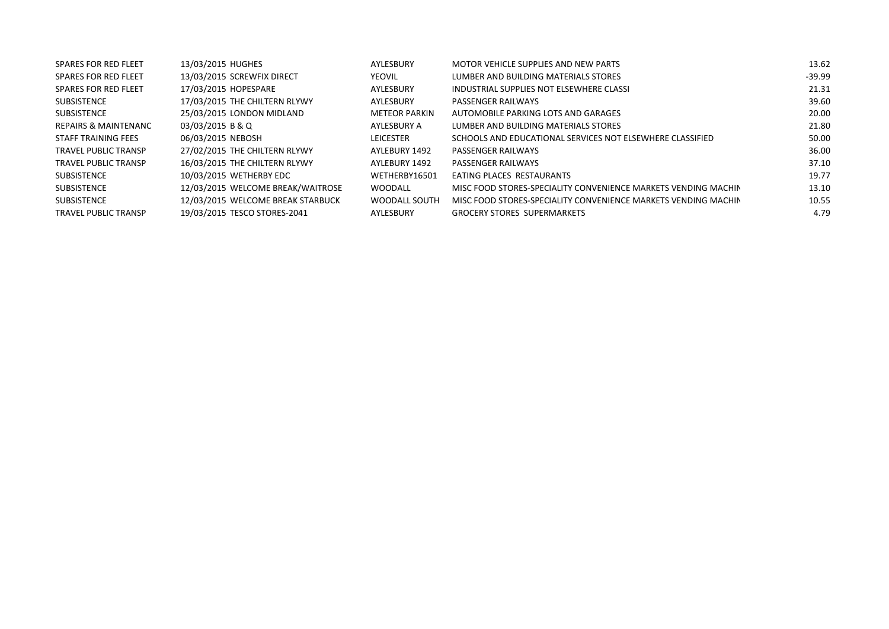| | | | | | |
|---|---|---|---|---|---|
| SPARES FOR RED FLEET | 13/03/2015 | HUGHES | AYLESBURY | MOTOR VEHICLE SUPPLIES AND NEW PARTS | 13.62 |
| SPARES FOR RED FLEET | 13/03/2015 | SCREWFIX DIRECT | YEOVIL | LUMBER AND BUILDING MATERIALS STORES | -39.99 |
| SPARES FOR RED FLEET | 17/03/2015 | HOPESPARE | AYLESBURY | INDUSTRIAL SUPPLIES NOT ELSEWHERE CLASSI | 21.31 |
| SUBSISTENCE | 17/03/2015 | THE CHILTERN RLYWY | AYLESBURY | PASSENGER RAILWAYS | 39.60 |
| SUBSISTENCE | 25/03/2015 | LONDON MIDLAND | METEOR PARKIN | AUTOMOBILE PARKING LOTS AND GARAGES | 20.00 |
| REPAIRS & MAINTENANC | 03/03/2015 | B & Q | AYLESBURY A | LUMBER AND BUILDING MATERIALS STORES | 21.80 |
| STAFF TRAINING FEES | 06/03/2015 | NEBOSH | LEICESTER | SCHOOLS AND EDUCATIONAL SERVICES NOT ELSEWHERE CLASSIFIED | 50.00 |
| TRAVEL PUBLIC TRANSP | 27/02/2015 | THE CHILTERN RLYWY | AYLEBURY 1492 | PASSENGER RAILWAYS | 36.00 |
| TRAVEL PUBLIC TRANSP | 16/03/2015 | THE CHILTERN RLYWY | AYLEBURY 1492 | PASSENGER RAILWAYS | 37.10 |
| SUBSISTENCE | 10/03/2015 | WETHERBY EDC | WETHERBY16501 | EATING PLACES RESTAURANTS | 19.77 |
| SUBSISTENCE | 12/03/2015 | WELCOME BREAK/WAITROSE | WOODALL | MISC FOOD STORES-SPECIALITY CONVENIENCE MARKETS VENDING MACHIN | 13.10 |
| SUBSISTENCE | 12/03/2015 | WELCOME BREAK STARBUCK | WOODALL SOUTH | MISC FOOD STORES-SPECIALITY CONVENIENCE MARKETS VENDING MACHIN | 10.55 |
| TRAVEL PUBLIC TRANSP | 19/03/2015 | TESCO STORES-2041 | AYLESBURY | GROCERY STORES SUPERMARKETS | 4.79 |